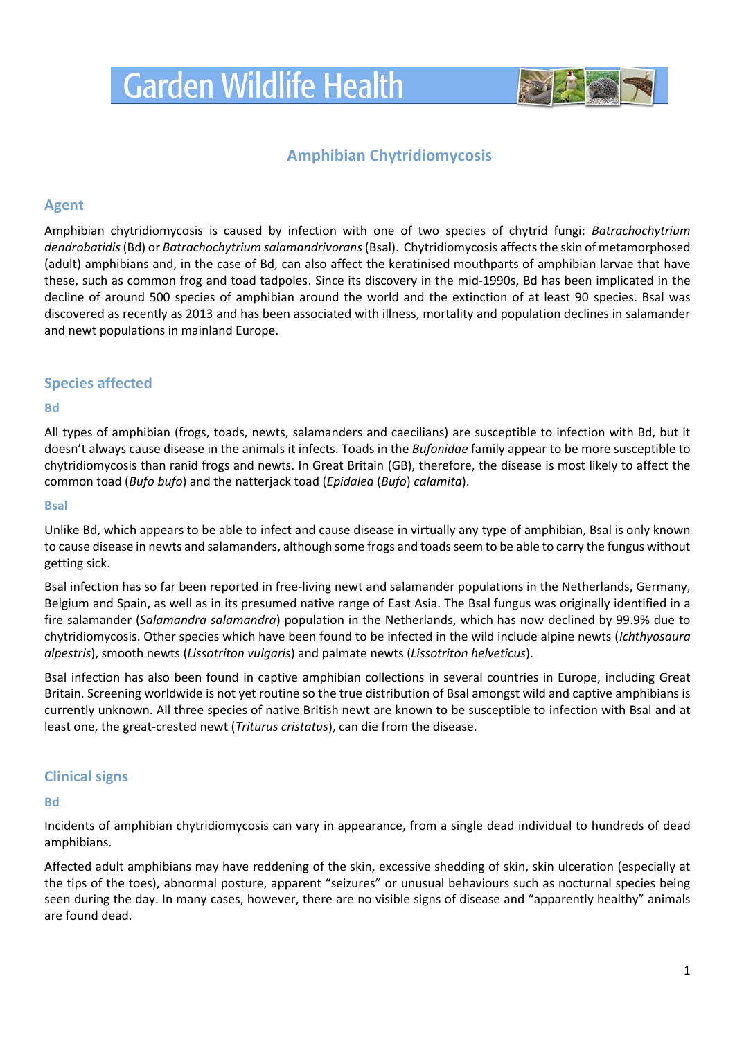# Garden Wildlife Health

## Amphibian Chytridiomycosis

### Agent

Amphibian chytridiomycosis is caused by infection with one of two species of chytrid fungi: *Batrachochytrium dendrobatidis* (Bd) or *Batrachochytrium salamandrivorans* (Bsal). Chytridiomycosis affects the skin of metamorphosed (adult) amphibians and, in the case of Bd, can also affect the keratinised mouthparts of amphibian larvae that have these, such as common frog and toad tadpoles. Since its discovery in the mid-1990s, Bd has been implicated in the decline of around 500 species of amphibian around the world and the extinction of at least 90 species. Bsal was discovered as recently as 2013 and has been associated with illness, mortality and population declines in salamander and newt populations in mainland Europe.

### Species affected

#### Bd

All types of amphibian (frogs, toads, newts, salamanders and caecilians) are susceptible to infection with Bd, but it doesn't always cause disease in the animals it infects. Toads in the *Bufonidae* family appear to be more susceptible to chytridiomycosis than ranid frogs and newts. In Great Britain (GB), therefore, the disease is most likely to affect the common toad (*Bufo bufo*) and the natterjack toad (*Epidalea* (*Bufo*) *calamita*).

#### Bsal

Unlike Bd, which appears to be able to infect and cause disease in virtually any type of amphibian, Bsal is only known to cause disease in newts and salamanders, although some frogs and toads seem to be able to carry the fungus without getting sick.

Bsal infection has so far been reported in free-living newt and salamander populations in the Netherlands, Germany, Belgium and Spain, as well as in its presumed native range of East Asia. The Bsal fungus was originally identified in a fire salamander (*Salamandra salamandra*) population in the Netherlands, which has now declined by 99.9% due to chytridiomycosis. Other species which have been found to be infected in the wild include alpine newts (*Ichthyosaura alpestris*), smooth newts (*Lissotriton vulgaris*) and palmate newts (*Lissotriton helveticus*).

Bsal infection has also been found in captive amphibian collections in several countries in Europe, including Great Britain. Screening worldwide is not yet routine so the true distribution of Bsal amongst wild and captive amphibians is currently unknown. All three species of native British newt are known to be susceptible to infection with Bsal and at least one, the great-crested newt (*Triturus cristatus*), can die from the disease.

### Clinical signs

#### Bd

Incidents of amphibian chytridiomycosis can vary in appearance, from a single dead individual to hundreds of dead amphibians.

Affected adult amphibians may have reddening of the skin, excessive shedding of skin, skin ulceration (especially at the tips of the toes), abnormal posture, apparent "seizures" or unusual behaviours such as nocturnal species being seen during the day. In many cases, however, there are no visible signs of disease and "apparently healthy" animals are found dead.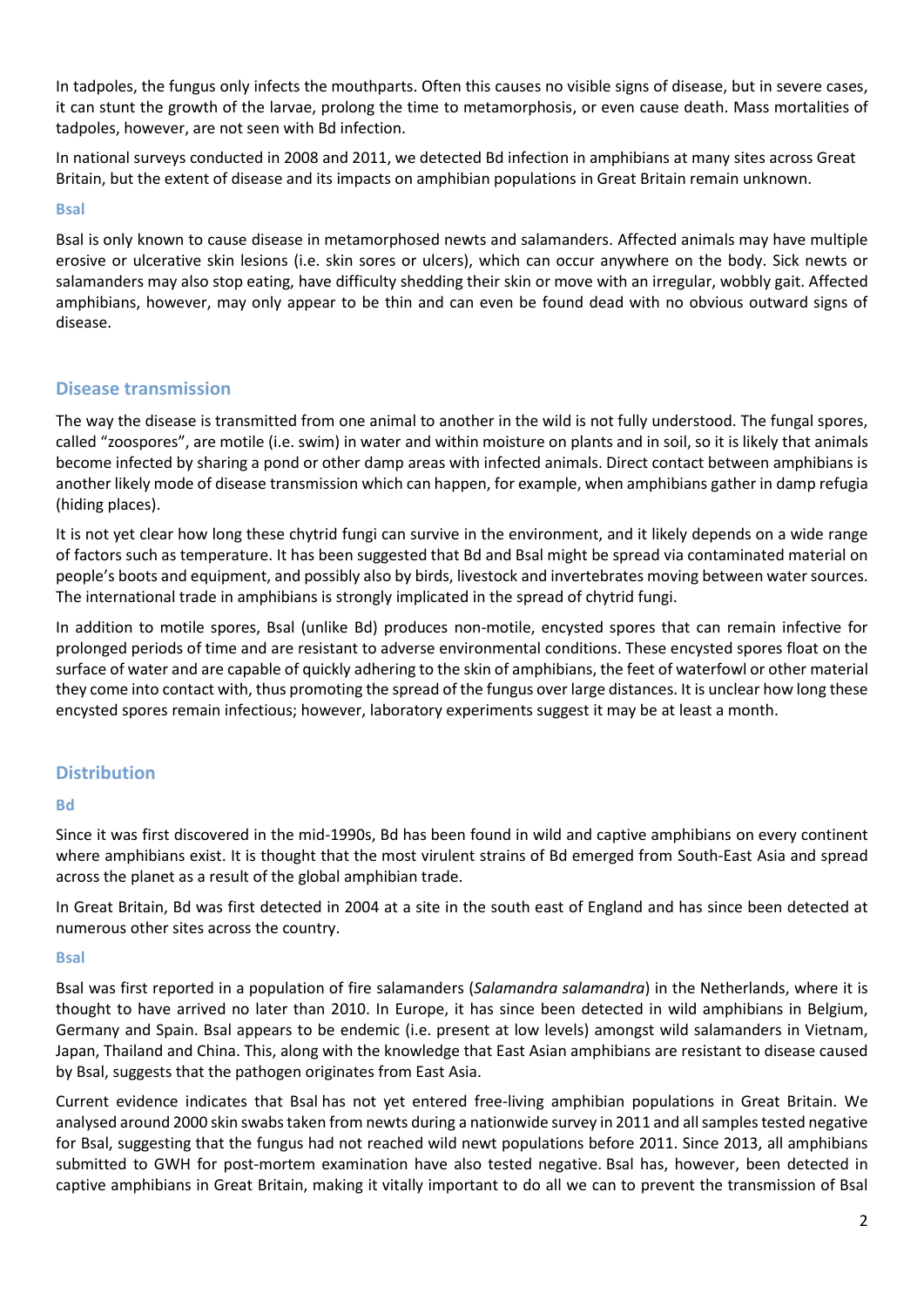In tadpoles, the fungus only infects the mouthparts. Often this causes no visible signs of disease, but in severe cases, it can stunt the growth of the larvae, prolong the time to metamorphosis, or even cause death. Mass mortalities of tadpoles, however, are not seen with Bd infection.

In national surveys conducted in 2008 and 2011, we detected Bd infection in amphibians at many sites across Great Britain, but the extent of disease and its impacts on amphibian populations in Great Britain remain unknown.

### Bsal

Bsal is only known to cause disease in metamorphosed newts and salamanders. Affected animals may have multiple erosive or ulcerative skin lesions (i.e. skin sores or ulcers), which can occur anywhere on the body. Sick newts or salamanders may also stop eating, have difficulty shedding their skin or move with an irregular, wobbly gait. Affected amphibians, however, may only appear to be thin and can even be found dead with no obvious outward signs of disease.

## Disease transmission

The way the disease is transmitted from one animal to another in the wild is not fully understood. The fungal spores, called "zoospores", are motile (i.e. swim) in water and within moisture on plants and in soil, so it is likely that animals become infected by sharing a pond or other damp areas with infected animals. Direct contact between amphibians is another likely mode of disease transmission which can happen, for example, when amphibians gather in damp refugia (hiding places).

It is not yet clear how long these chytrid fungi can survive in the environment, and it likely depends on a wide range of factors such as temperature. It has been suggested that Bd and Bsal might be spread via contaminated material on people's boots and equipment, and possibly also by birds, livestock and invertebrates moving between water sources. The international trade in amphibians is strongly implicated in the spread of chytrid fungi.

In addition to motile spores, Bsal (unlike Bd) produces non-motile, encysted spores that can remain infective for prolonged periods of time and are resistant to adverse environmental conditions. These encysted spores float on the surface of water and are capable of quickly adhering to the skin of amphibians, the feet of waterfowl or other material they come into contact with, thus promoting the spread of the fungus over large distances. It is unclear how long these encysted spores remain infectious; however, laboratory experiments suggest it may be at least a month.

## Distribution

### Bd

Since it was first discovered in the mid-1990s, Bd has been found in wild and captive amphibians on every continent where amphibians exist. It is thought that the most virulent strains of Bd emerged from South-East Asia and spread across the planet as a result of the global amphibian trade.

In Great Britain, Bd was first detected in 2004 at a site in the south east of England and has since been detected at numerous other sites across the country.

### Bsal

Bsal was first reported in a population of fire salamanders (*Salamandra salamandra*) in the Netherlands, where it is thought to have arrived no later than 2010. In Europe, it has since been detected in wild amphibians in Belgium, Germany and Spain. Bsal appears to be endemic (i.e. present at low levels) amongst wild salamanders in Vietnam, Japan, Thailand and China. This, along with the knowledge that East Asian amphibians are resistant to disease caused by Bsal, suggests that the pathogen originates from East Asia.

Current evidence indicates that Bsal has not yet entered free-living amphibian populations in Great Britain. We analysed around 2000 skin swabs taken from newts during a nationwide survey in 2011 and all samples tested negative for Bsal, suggesting that the fungus had not reached wild newt populations before 2011. Since 2013, all amphibians submitted to GWH for post-mortem examination have also tested negative. Bsal has, however, been detected in captive amphibians in Great Britain, making it vitally important to do all we can to prevent the transmission of Bsal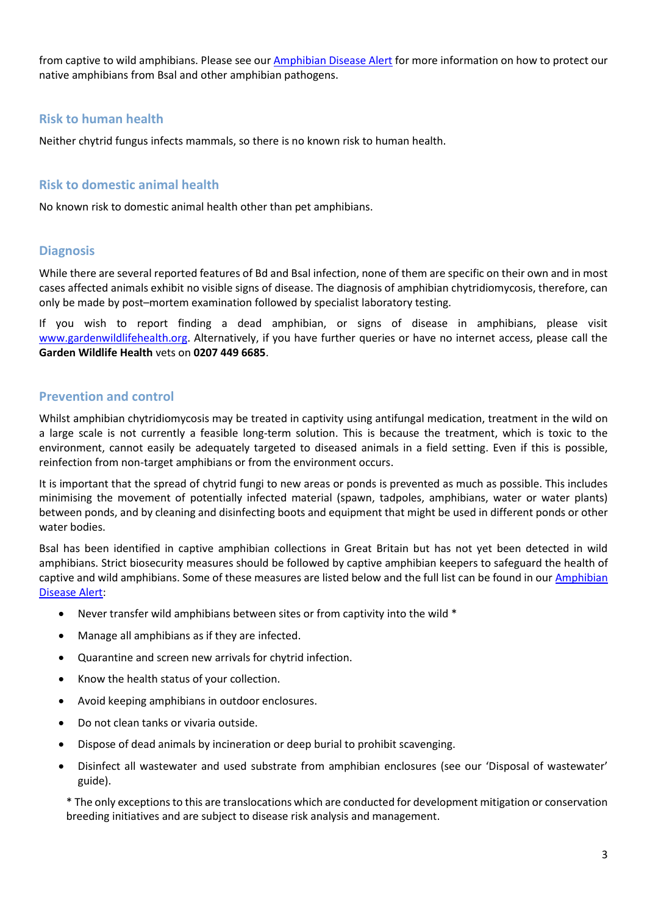from captive to wild amphibians. Please see our [Amphibian Disease Alert]() for more information on how to protect our native amphibians from Bsal and other amphibian pathogens.

## Risk to human health

Neither chytrid fungus infects mammals, so there is no known risk to human health.

## Risk to domestic animal health

No known risk to domestic animal health other than pet amphibians.

## Diagnosis

While there are several reported features of Bd and Bsal infection, none of them are specific on their own and in most cases affected animals exhibit no visible signs of disease. The diagnosis of amphibian chytridiomycosis, therefore, can only be made by post–mortem examination followed by specialist laboratory testing.

If you wish to report finding a dead amphibian, or signs of disease in amphibians, please visit www.gardenwildlifehealth.org. Alternatively, if you have further queries or have no internet access, please call the **Garden Wildlife Health** vets on **0207 449 6685**.

## Prevention and control

Whilst amphibian chytridiomycosis may be treated in captivity using antifungal medication, treatment in the wild on a large scale is not currently a feasible long-term solution. This is because the treatment, which is toxic to the environment, cannot easily be adequately targeted to diseased animals in a field setting. Even if this is possible, reinfection from non-target amphibians or from the environment occurs.

It is important that the spread of chytrid fungi to new areas or ponds is prevented as much as possible. This includes minimising the movement of potentially infected material (spawn, tadpoles, amphibians, water or water plants) between ponds, and by cleaning and disinfecting boots and equipment that might be used in different ponds or other water bodies.

Bsal has been identified in captive amphibian collections in Great Britain but has not yet been detected in wild amphibians. Strict biosecurity measures should be followed by captive amphibian keepers to safeguard the health of captive and wild amphibians. Some of these measures are listed below and the full list can be found in our [Amphibian Disease Alert]():

- Never transfer wild amphibians between sites or from captivity into the wild *
- Manage all amphibians as if they are infected.
- Quarantine and screen new arrivals for chytrid infection.
- Know the health status of your collection.
- Avoid keeping amphibians in outdoor enclosures.
- Do not clean tanks or vivaria outside.
- Dispose of dead animals by incineration or deep burial to prohibit scavenging.
- Disinfect all wastewater and used substrate from amphibian enclosures (see our 'Disposal of wastewater' guide).

* The only exceptions to this are translocations which are conducted for development mitigation or conservation breeding initiatives and are subject to disease risk analysis and management.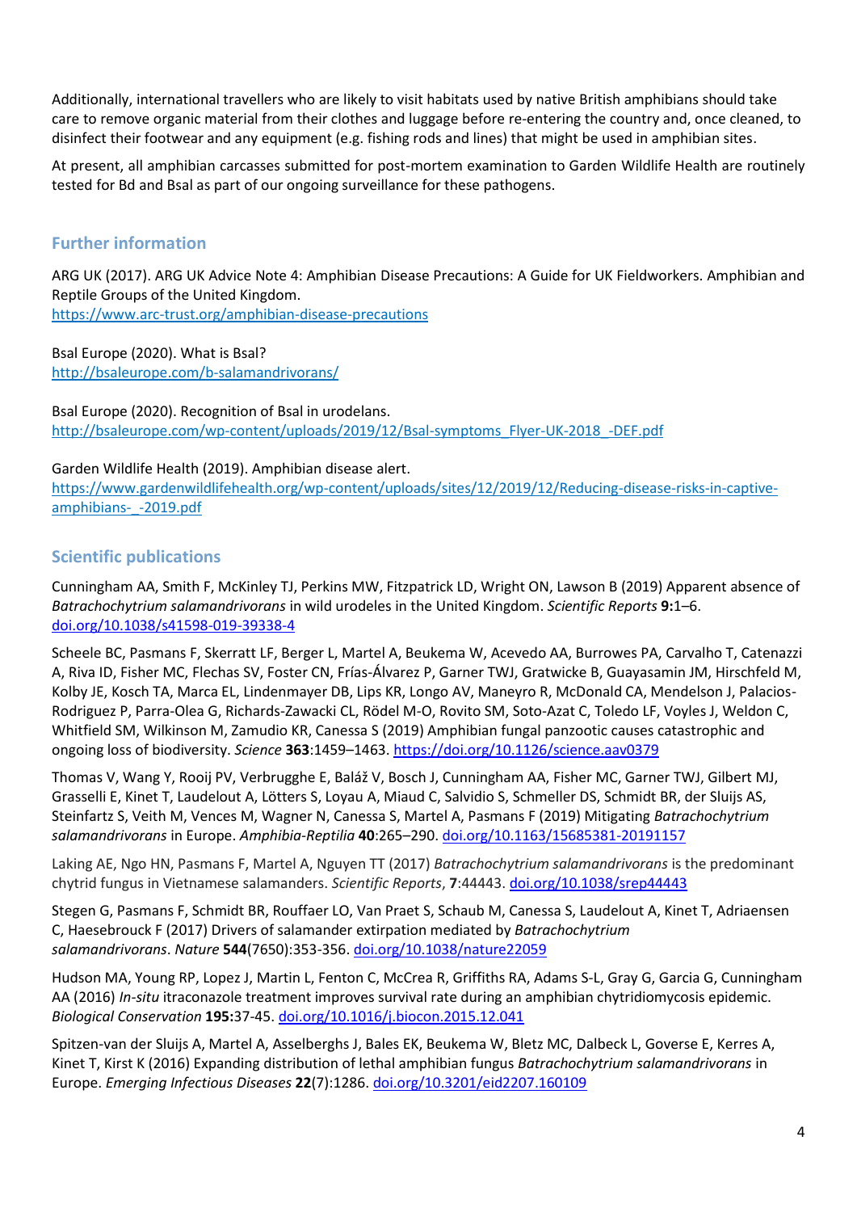Additionally, international travellers who are likely to visit habitats used by native British amphibians should take care to remove organic material from their clothes and luggage before re-entering the country and, once cleaned, to disinfect their footwear and any equipment (e.g. fishing rods and lines) that might be used in amphibian sites.

At present, all amphibian carcasses submitted for post-mortem examination to Garden Wildlife Health are routinely tested for Bd and Bsal as part of our ongoing surveillance for these pathogens.

## Further information

ARG UK (2017). ARG UK Advice Note 4: Amphibian Disease Precautions: A Guide for UK Fieldworkers. Amphibian and Reptile Groups of the United Kingdom.
https://www.arc-trust.org/amphibian-disease-precautions

Bsal Europe (2020). What is Bsal?
http://bsaleurope.com/b-salamandrivorans/

Bsal Europe (2020). Recognition of Bsal in urodelans.
http://bsaleurope.com/wp-content/uploads/2019/12/Bsal-symptoms_Flyer-UK-2018_-DEF.pdf

Garden Wildlife Health (2019). Amphibian disease alert.
https://www.gardenwildlifehealth.org/wp-content/uploads/sites/12/2019/12/Reducing-disease-risks-in-captive-amphibians-_-2019.pdf

## Scientific publications

Cunningham AA, Smith F, McKinley TJ, Perkins MW, Fitzpatrick LD, Wright ON, Lawson B (2019) Apparent absence of *Batrachochytrium salamandrivorans* in wild urodeles in the United Kingdom. *Scientific Reports* **9:**1–6. doi.org/10.1038/s41598-019-39338-4

Scheele BC, Pasmans F, Skerratt LF, Berger L, Martel A, Beukema W, Acevedo AA, Burrowes PA, Carvalho T, Catenazzi A, Riva ID, Fisher MC, Flechas SV, Foster CN, Frías-Álvarez P, Garner TWJ, Gratwicke B, Guayasamin JM, Hirschfeld M, Kolby JE, Kosch TA, Marca EL, Lindenmayer DB, Lips KR, Longo AV, Maneyro R, McDonald CA, Mendelson J, Palacios-Rodriguez P, Parra-Olea G, Richards-Zawacki CL, Rödel M-O, Rovito SM, Soto-Azat C, Toledo LF, Voyles J, Weldon C, Whitfield SM, Wilkinson M, Zamudio KR, Canessa S (2019) Amphibian fungal panzootic causes catastrophic and ongoing loss of biodiversity. *Science* **363**:1459–1463. https://doi.org/10.1126/science.aav0379

Thomas V, Wang Y, Rooij PV, Verbrugghe E, Baláž V, Bosch J, Cunningham AA, Fisher MC, Garner TWJ, Gilbert MJ, Grasselli E, Kinet T, Laudelout A, Lötters S, Loyau A, Miaud C, Salvidio S, Schmeller DS, Schmidt BR, der Sluijs AS, Steinfartz S, Veith M, Vences M, Wagner N, Canessa S, Martel A, Pasmans F (2019) Mitigating *Batrachochytrium salamandrivorans* in Europe. *Amphibia-Reptilia* **40**:265–290. doi.org/10.1163/15685381-20191157

Laking AE, Ngo HN, Pasmans F, Martel A, Nguyen TT (2017) *Batrachochytrium salamandrivorans* is the predominant chytrid fungus in Vietnamese salamanders. *Scientific Reports*, **7**:44443. doi.org/10.1038/srep44443

Stegen G, Pasmans F, Schmidt BR, Rouffaer LO, Van Praet S, Schaub M, Canessa S, Laudelout A, Kinet T, Adriaensen C, Haesebrouck F (2017) Drivers of salamander extirpation mediated by *Batrachochytrium salamandrivorans*. *Nature* **544**(7650):353-356. doi.org/10.1038/nature22059

Hudson MA, Young RP, Lopez J, Martin L, Fenton C, McCrea R, Griffiths RA, Adams S-L, Gray G, Garcia G, Cunningham AA (2016) *In-situ* itraconazole treatment improves survival rate during an amphibian chytridiomycosis epidemic. *Biological Conservation* **195:**37-45. doi.org/10.1016/j.biocon.2015.12.041

Spitzen-van der Sluijs A, Martel A, Asselberghs J, Bales EK, Beukema W, Bletz MC, Dalbeck L, Goverse E, Kerres A, Kinet T, Kirst K (2016) Expanding distribution of lethal amphibian fungus *Batrachochytrium salamandrivorans* in Europe. *Emerging Infectious Diseases* **22**(7):1286. doi.org/10.3201/eid2207.160109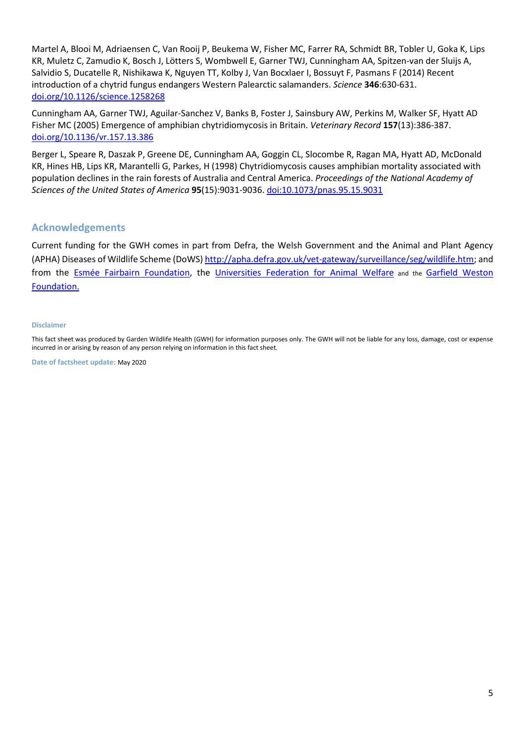Martel A, Blooi M, Adriaensen C, Van Rooij P, Beukema W, Fisher MC, Farrer RA, Schmidt BR, Tobler U, Goka K, Lips KR, Muletz C, Zamudio K, Bosch J, Lötters S, Wombwell E, Garner TWJ, Cunningham AA, Spitzen-van der Sluijs A, Salvidio S, Ducatelle R, Nishikawa K, Nguyen TT, Kolby J, Van Bocxlaer I, Bossuyt F, Pasmans F (2014) Recent introduction of a chytrid fungus endangers Western Palearctic salamanders. *Science* **346**:630-631. [doi.org/10.1126/science.1258268](https://doi.org/10.1126/science.1258268)

Cunningham AA, Garner TWJ, Aguilar-Sanchez V, Banks B, Foster J, Sainsbury AW, Perkins M, Walker SF, Hyatt AD Fisher MC (2005) Emergence of amphibian chytridiomycosis in Britain. *Veterinary Record* **157**(13):386-387. [doi.org/10.1136/vr.157.13.386](https://doi.org/10.1136/vr.157.13.386)

Berger L, Speare R, Daszak P, Greene DE, Cunningham AA, Goggin CL, Slocombe R, Ragan MA, Hyatt AD, McDonald KR, Hines HB, Lips KR, Marantelli G, Parkes, H (1998) Chytridiomycosis causes amphibian mortality associated with population declines in the rain forests of Australia and Central America. *Proceedings of the National Academy of Sciences of the United States of America* **95**(15):9031-9036. [doi:10.1073/pnas.95.15.9031](https://doi.org/10.1073/pnas.95.15.9031)

## Acknowledgements

Current funding for the GWH comes in part from Defra, the Welsh Government and the Animal and Plant Agency (APHA) Diseases of Wildlife Scheme (DoWS) http://apha.defra.gov.uk/vet-gateway/surveillance/seg/wildlife.htm; and from the Esmée Fairbairn Foundation, the Universities Federation for Animal Welfare and the Garfield Weston Foundation.

**Disclaimer**

This fact sheet was produced by Garden Wildlife Health (GWH) for information purposes only. The GWH will not be liable for any loss, damage, cost or expense incurred in or arising by reason of any person relying on information in this fact sheet.

**Date of factsheet update:** May 2020